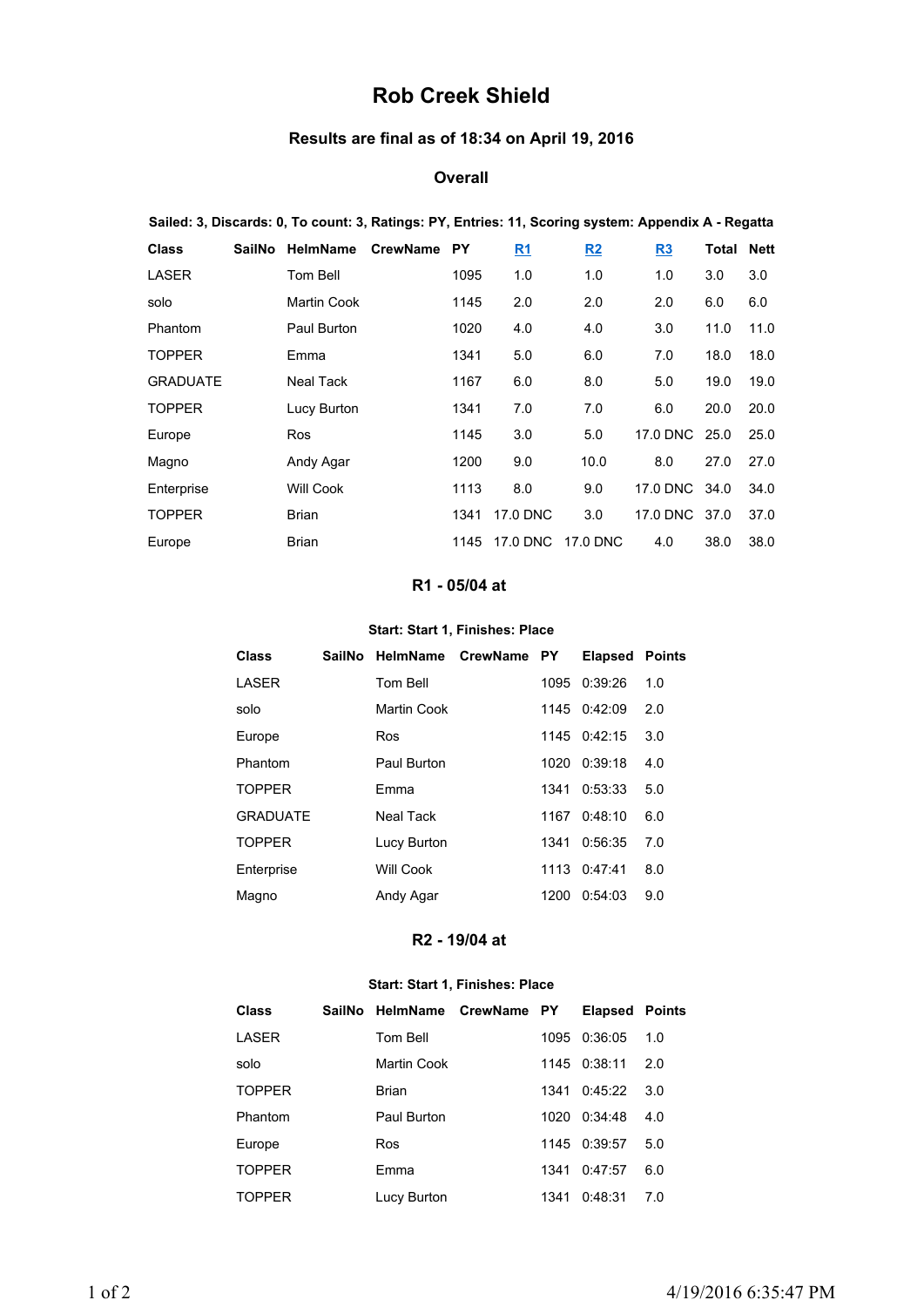# Rob Creek Shield

### Results are final as of 18:34 on April 19, 2016

### Overall

**Sailed: 3, Discards: 0, To count: 3, Ratings: PY, Entries: 11, Scoring system: Appendix A - Regatta**

| Class | SailNo | HelmName | CrewName | PY | R1 | R2 | R3 | Total | Nett |
|---|---|---|---|---|---|---|---|---|---|
| LASER | | Tom Bell | | 1095 | 1.0 | 1.0 | 1.0 | 3.0 | 3.0 |
| solo | | Martin Cook | | 1145 | 2.0 | 2.0 | 2.0 | 6.0 | 6.0 |
| Phantom | | Paul Burton | | 1020 | 4.0 | 4.0 | 3.0 | 11.0 | 11.0 |
| TOPPER | | Emma | | 1341 | 5.0 | 6.0 | 7.0 | 18.0 | 18.0 |
| GRADUATE | | Neal Tack | | 1167 | 6.0 | 8.0 | 5.0 | 19.0 | 19.0 |
| TOPPER | | Lucy Burton | | 1341 | 7.0 | 7.0 | 6.0 | 20.0 | 20.0 |
| Europe | | Ros | | 1145 | 3.0 | 5.0 | 17.0 DNC | 25.0 | 25.0 |
| Magno | | Andy Agar | | 1200 | 9.0 | 10.0 | 8.0 | 27.0 | 27.0 |
| Enterprise | | Will Cook | | 1113 | 8.0 | 9.0 | 17.0 DNC | 34.0 | 34.0 |
| TOPPER | | Brian | | 1341 | 17.0 DNC | 3.0 | 17.0 DNC | 37.0 | 37.0 |
| Europe | | Brian | | 1145 | 17.0 DNC | 17.0 DNC | 4.0 | 38.0 | 38.0 |

### R1 - 05/04 at

**Start: Start 1, Finishes: Place**

| Class | SailNo | HelmName | CrewName | PY | Elapsed | Points |
|---|---|---|---|---|---|---|
| LASER | | Tom Bell | | 1095 | 0:39:26 | 1.0 |
| solo | | Martin Cook | | 1145 | 0:42:09 | 2.0 |
| Europe | | Ros | | 1145 | 0:42:15 | 3.0 |
| Phantom | | Paul Burton | | 1020 | 0:39:18 | 4.0 |
| TOPPER | | Emma | | 1341 | 0:53:33 | 5.0 |
| GRADUATE | | Neal Tack | | 1167 | 0:48:10 | 6.0 |
| TOPPER | | Lucy Burton | | 1341 | 0:56:35 | 7.0 |
| Enterprise | | Will Cook | | 1113 | 0:47:41 | 8.0 |
| Magno | | Andy Agar | | 1200 | 0:54:03 | 9.0 |

### R2 - 19/04 at

**Start: Start 1, Finishes: Place**

| Class | SailNo | HelmName | CrewName | PY | Elapsed | Points |
|---|---|---|---|---|---|---|
| LASER | | Tom Bell | | 1095 | 0:36:05 | 1.0 |
| solo | | Martin Cook | | 1145 | 0:38:11 | 2.0 |
| TOPPER | | Brian | | 1341 | 0:45:22 | 3.0 |
| Phantom | | Paul Burton | | 1020 | 0:34:48 | 4.0 |
| Europe | | Ros | | 1145 | 0:39:57 | 5.0 |
| TOPPER | | Emma | | 1341 | 0:47:57 | 6.0 |
| TOPPER | | Lucy Burton | | 1341 | 0:48:31 | 7.0 |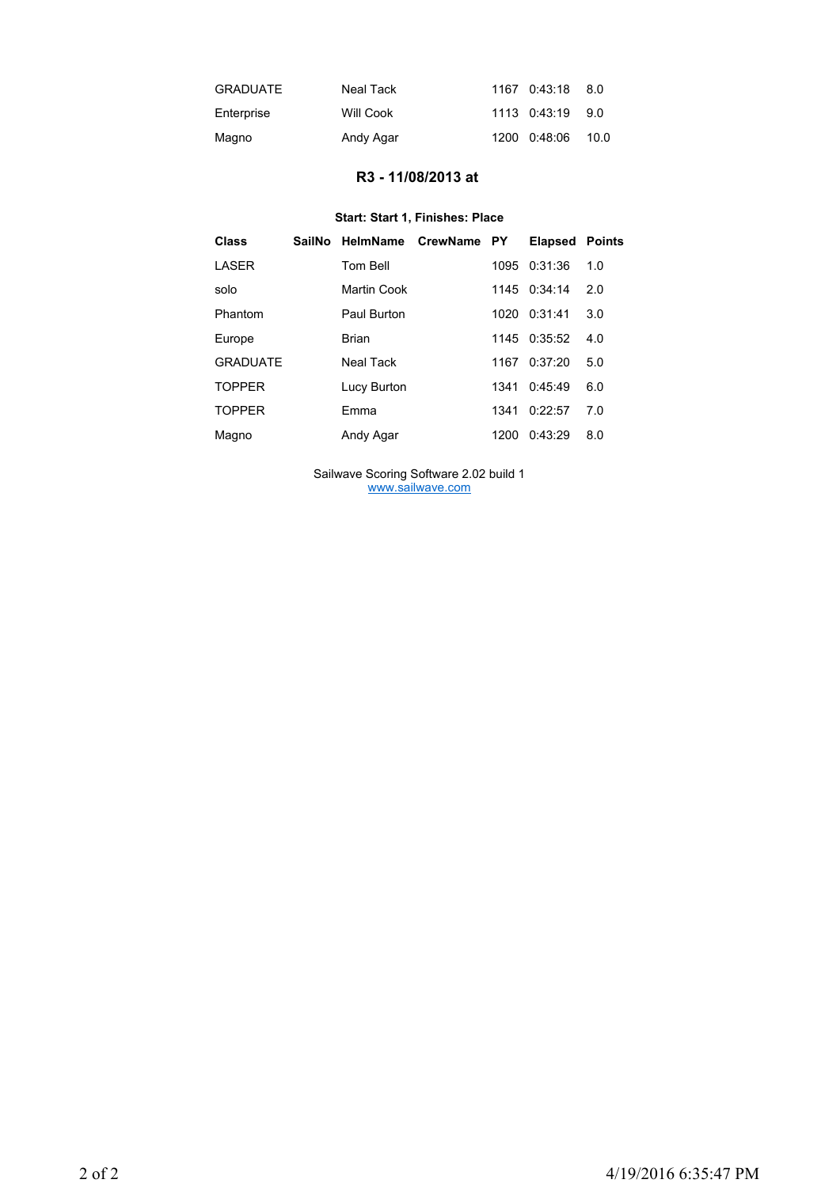| | | | | | | |
|---|---|---|---|---|---|---|
| GRADUATE | | Neal Tack | | 1167 | 0:43:18 | 8.0 |
| Enterprise | | Will Cook | | 1113 | 0:43:19 | 9.0 |
| Magno | | Andy Agar | | 1200 | 0:48:06 | 10.0 |

### R3 - 11/08/2013 at

**Start: Start 1, Finishes: Place**

| Class | SailNo | HelmName | CrewName | PY | Elapsed | Points |
|---|---|---|---|---|---|---|
| LASER | | Tom Bell | | 1095 | 0:31:36 | 1.0 |
| solo | | Martin Cook | | 1145 | 0:34:14 | 2.0 |
| Phantom | | Paul Burton | | 1020 | 0:31:41 | 3.0 |
| Europe | | Brian | | 1145 | 0:35:52 | 4.0 |
| GRADUATE | | Neal Tack | | 1167 | 0:37:20 | 5.0 |
| TOPPER | | Lucy Burton | | 1341 | 0:45:49 | 6.0 |
| TOPPER | | Emma | | 1341 | 0:22:57 | 7.0 |
| Magno | | Andy Agar | | 1200 | 0:43:29 | 8.0 |

Sailwave Scoring Software 2.02 build 1
www.sailwave.com